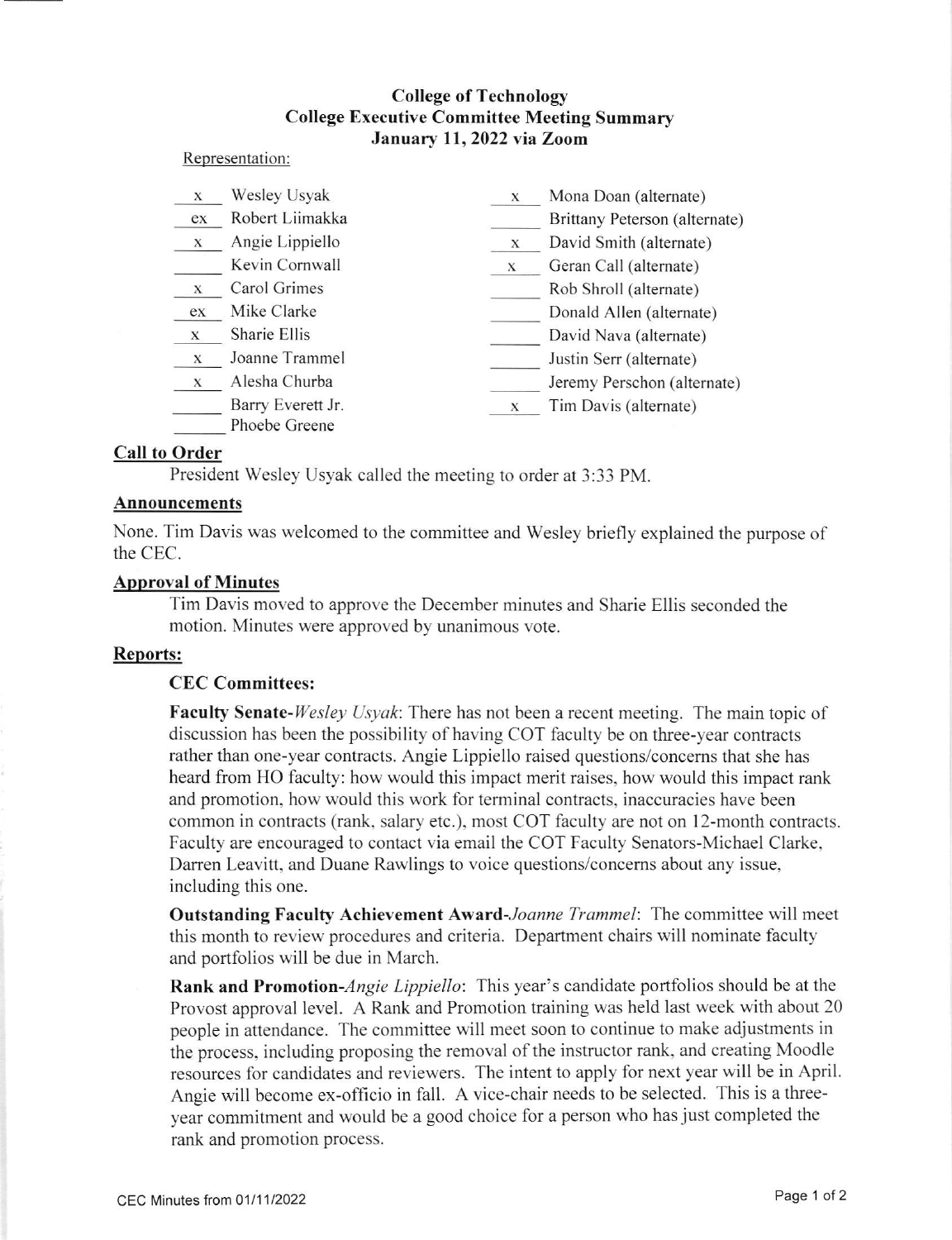# College of Technology
## College Executive Committee Meeting Summary
### January 11, 2022 via Zoom

Representation:

| | | | |
|---|---|---|---|
| x | Wesley Usyak | x | Mona Doan (alternate) |
| ex | Robert Liimakka | | Brittany Peterson (alternate) |
| x | Angie Lippiello | x | David Smith (alternate) |
| | Kevin Cornwall | x | Geran Call (alternate) |
| x | Carol Grimes | | Rob Shroll (alternate) |
| ex | Mike Clarke | | Donald Allen (alternate) |
| x | Sharie Ellis | | David Nava (alternate) |
| x | Joanne Trammel | | Justin Serr (alternate) |
| x | Alesha Churba | | Jeremy Perschon (alternate) |
| | Barry Everett Jr. | x | Tim Davis (alternate) |
| | Phoebe Greene | | |

**Call to Order**

President Wesley Usyak called the meeting to order at 3:33 PM.

**Announcements**

None. Tim Davis was welcomed to the committee and Wesley briefly explained the purpose of the CEC.

**Approval of Minutes**

Tim Davis moved to approve the December minutes and Sharie Ellis seconded the motion. Minutes were approved by unanimous vote.

**Reports:**

**CEC Committees:**

**Faculty Senate-***Wesley Usyak*: There has not been a recent meeting. The main topic of discussion has been the possibility of having COT faculty be on three-year contracts rather than one-year contracts. Angie Lippiello raised questions/concerns that she has heard from HO faculty: how would this impact merit raises, how would this impact rank and promotion, how would this work for terminal contracts, inaccuracies have been common in contracts (rank, salary etc.), most COT faculty are not on 12-month contracts. Faculty are encouraged to contact via email the COT Faculty Senators-Michael Clarke, Darren Leavitt, and Duane Rawlings to voice questions/concerns about any issue, including this one.

**Outstanding Faculty Achievement Award-***Joanne Trammel*: The committee will meet this month to review procedures and criteria. Department chairs will nominate faculty and portfolios will be due in March.

**Rank and Promotion-***Angie Lippiello*: This year's candidate portfolios should be at the Provost approval level. A Rank and Promotion training was held last week with about 20 people in attendance. The committee will meet soon to continue to make adjustments in the process, including proposing the removal of the instructor rank, and creating Moodle resources for candidates and reviewers. The intent to apply for next year will be in April. Angie will become ex-officio in fall. A vice-chair needs to be selected. This is a three-year commitment and would be a good choice for a person who has just completed the rank and promotion process.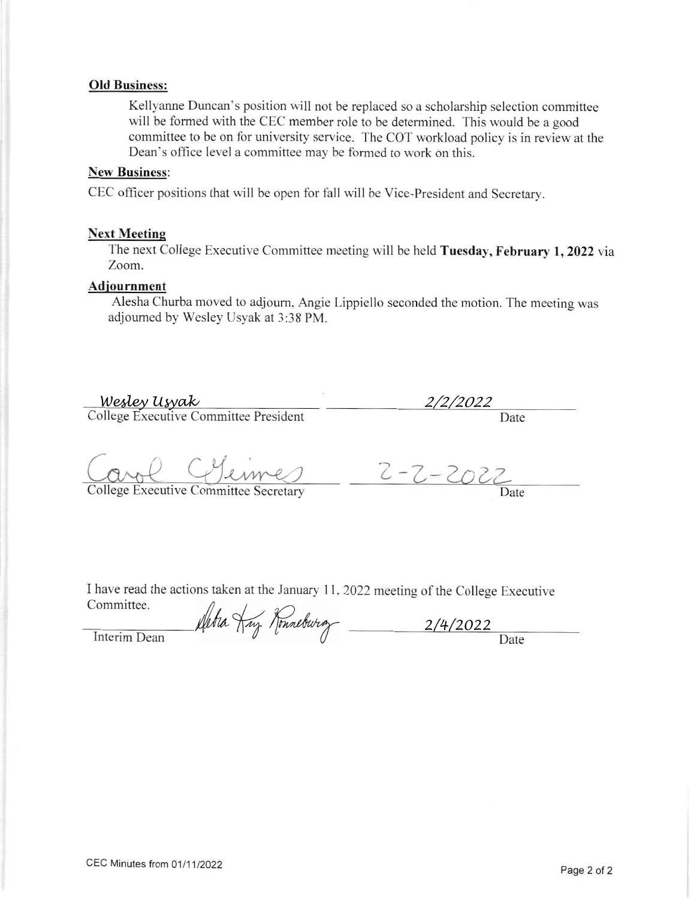**Old Business:**

Kellyanne Duncan's position will not be replaced so a scholarship selection committee will be formed with the CEC member role to be determined. This would be a good committee to be on for university service. The COT workload policy is in review at the Dean's office level a committee may be formed to work on this.

**New Business**:

CEC officer positions that will be open for fall will be Vice-President and Secretary.

**Next Meeting**

The next College Executive Committee meeting will be held **Tuesday, February 1, 2022** via Zoom.

**Adjournment**

Alesha Churba moved to adjourn, Angie Lippiello seconded the motion. The meeting was adjourned by Wesley Usyak at 3:38 PM.

*Wesley Usyak* — 2/2/2022
College Executive Committee President — Date

Carol Geimes — 2-2-2022
College Executive Committee Secretary — Date

I have read the actions taken at the January 11, 2022 meeting of the College Executive Committee.

Interim Dean — 2/4/2022
Date

CEC Minutes from 01/11/2022